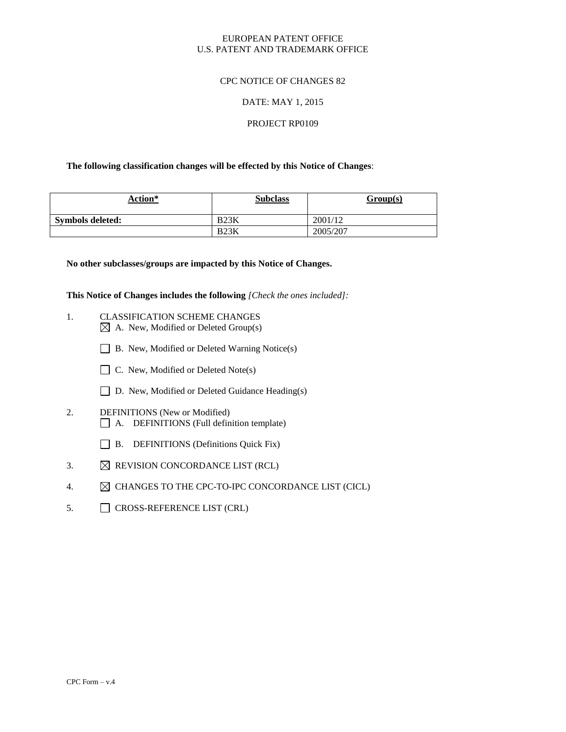EUROPEAN PATENT OFFICE
U.S. PATENT AND TRADEMARK OFFICE

CPC NOTICE OF CHANGES 82

DATE: MAY 1, 2015

PROJECT RP0109

**The following classification changes will be effected by this Notice of Changes**:

| Action* | Subclass | Group(s) |
|---|---|---|
| **Symbols deleted:** | B23K | 2001/12 |
| | B23K | 2005/207 |

**No other subclasses/groups are impacted by this Notice of Changes.**

**This Notice of Changes includes the following** *[Check the ones included]:*

1. CLASSIFICATION SCHEME CHANGES
   - ☒ A. New, Modified or Deleted Group(s)
   - ☐ B. New, Modified or Deleted Warning Notice(s)
   - ☐ C. New, Modified or Deleted Note(s)
   - ☐ D. New, Modified or Deleted Guidance Heading(s)
2. DEFINITIONS (New or Modified)
   - ☐ A. DEFINITIONS (Full definition template)
   - ☐ B. DEFINITIONS (Definitions Quick Fix)
3. ☒ REVISION CONCORDANCE LIST (RCL)
4. ☒ CHANGES TO THE CPC-TO-IPC CONCORDANCE LIST (CICL)
5. ☐ CROSS-REFERENCE LIST (CRL)

CPC Form – v.4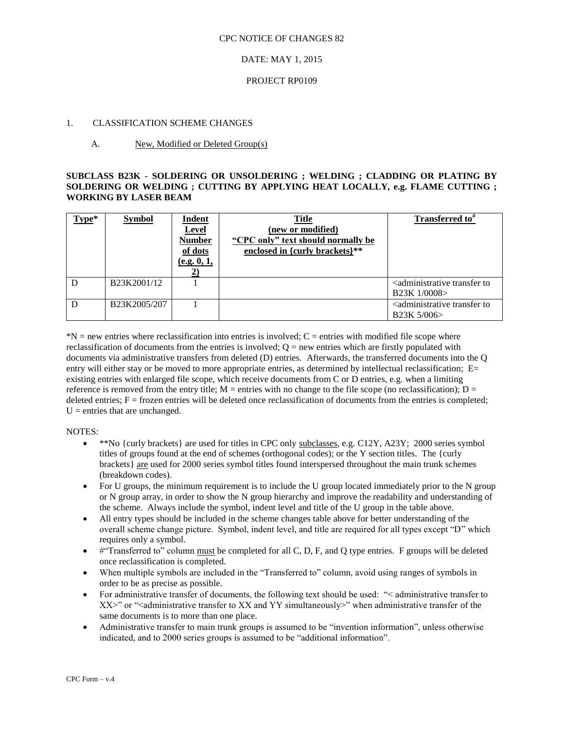CPC NOTICE OF CHANGES 82

DATE: MAY 1, 2015

PROJECT RP0109

1. CLASSIFICATION SCHEME CHANGES

A. New, Modified or Deleted Group(s)

**SUBCLASS B23K - SOLDERING OR UNSOLDERING ; WELDING ; CLADDING OR PLATING BY SOLDERING OR WELDING ; CUTTING BY APPLYING HEAT LOCALLY, e.g. FLAME CUTTING ; WORKING BY LASER BEAM**

| Type* | Symbol | Indent Level Number of dots (e.g. 0, 1, 2) | Title (new or modified) "CPC only" text should normally be enclosed in {curly brackets}** | Transferred to# |
|---|---|---|---|---|
| D | B23K2001/12 | 1 | | <administrative transfer to B23K 1/0008> |
| D | B23K2005/207 | 1 | | <administrative transfer to B23K 5/006> |

*N = new entries where reclassification into entries is involved; C = entries with modified file scope where reclassification of documents from the entries is involved; Q = new entries which are firstly populated with documents via administrative transfers from deleted (D) entries. Afterwards, the transferred documents into the Q entry will either stay or be moved to more appropriate entries, as determined by intellectual reclassification; E= existing entries with enlarged file scope, which receive documents from C or D entries, e.g. when a limiting reference is removed from the entry title; M = entries with no change to the file scope (no reclassification); D = deleted entries; F = frozen entries will be deleted once reclassification of documents from the entries is completed; U = entries that are unchanged.

NOTES:

- **No {curly brackets} are used for titles in CPC only subclasses, e.g. C12Y, A23Y; 2000 series symbol titles of groups found at the end of schemes (orthogonal codes); or the Y section titles. The {curly brackets} are used for 2000 series symbol titles found interspersed throughout the main trunk schemes (breakdown codes).
- For U groups, the minimum requirement is to include the U group located immediately prior to the N group or N group array, in order to show the N group hierarchy and improve the readability and understanding of the scheme. Always include the symbol, indent level and title of the U group in the table above.
- All entry types should be included in the scheme changes table above for better understanding of the overall scheme change picture. Symbol, indent level, and title are required for all types except "D" which requires only a symbol.
- #"Transferred to" column must be completed for all C, D, F, and Q type entries. F groups will be deleted once reclassification is completed.
- When multiple symbols are included in the "Transferred to" column, avoid using ranges of symbols in order to be as precise as possible.
- For administrative transfer of documents, the following text should be used: "< administrative transfer to XX>" or "<administrative transfer to XX and YY simultaneously>" when administrative transfer of the same documents is to more than one place.
- Administrative transfer to main trunk groups is assumed to be "invention information", unless otherwise indicated, and to 2000 series groups is assumed to be "additional information".

CPC Form – v.4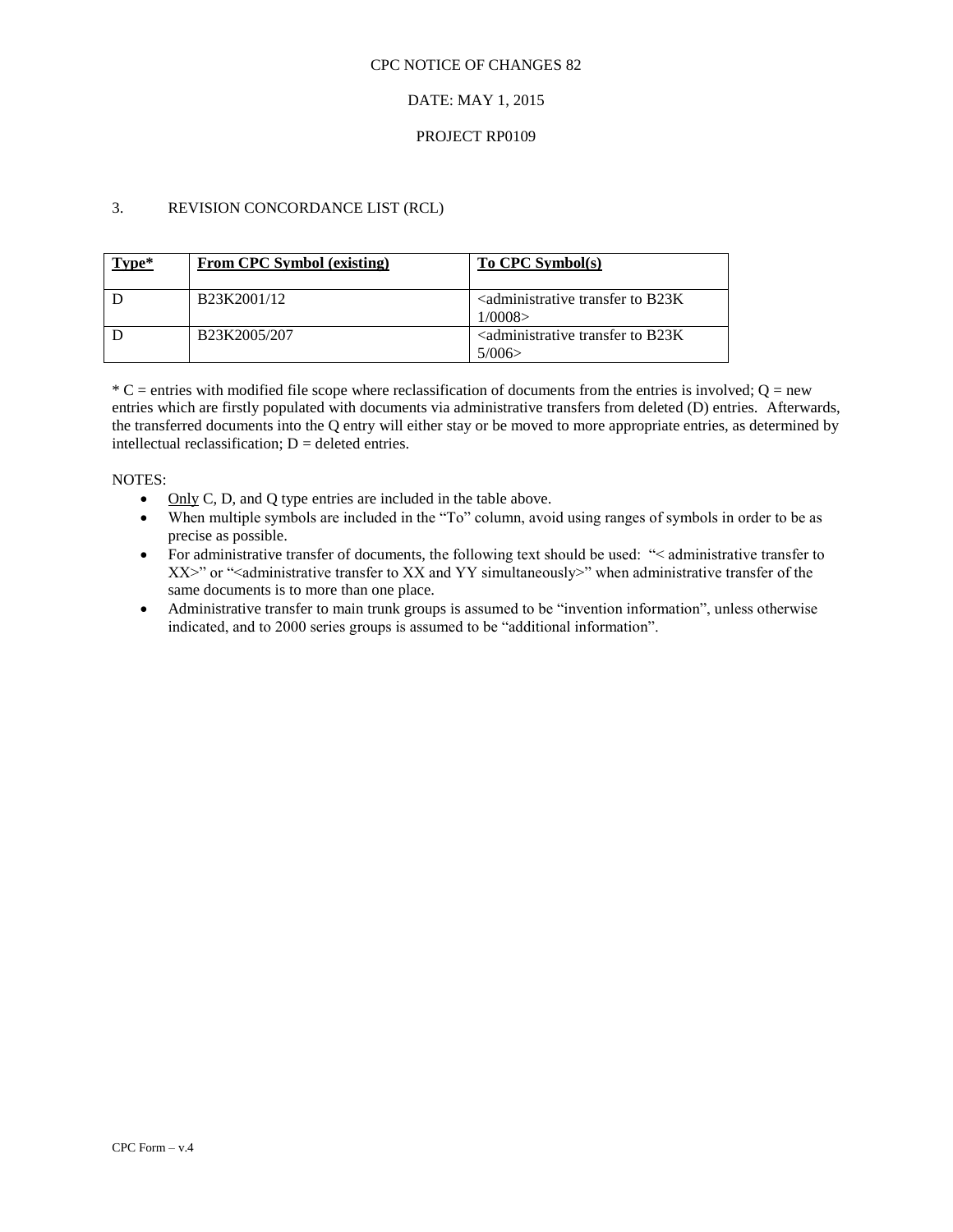CPC NOTICE OF CHANGES 82

DATE: MAY 1, 2015

PROJECT RP0109

## 3. REVISION CONCORDANCE LIST (RCL)

| **Type*** | **From CPC Symbol (existing)** | **To CPC Symbol(s)** |
|---|---|---|
| D | B23K2001/12 | <administrative transfer to B23K 1/0008> |
| D | B23K2005/207 | <administrative transfer to B23K 5/006> |

* C = entries with modified file scope where reclassification of documents from the entries is involved; Q = new entries which are firstly populated with documents via administrative transfers from deleted (D) entries. Afterwards, the transferred documents into the Q entry will either stay or be moved to more appropriate entries, as determined by intellectual reclassification; D = deleted entries.

NOTES:

- Only C, D, and Q type entries are included in the table above.
- When multiple symbols are included in the "To" column, avoid using ranges of symbols in order to be as precise as possible.
- For administrative transfer of documents, the following text should be used: "< administrative transfer to XX>" or "<administrative transfer to XX and YY simultaneously>" when administrative transfer of the same documents is to more than one place.
- Administrative transfer to main trunk groups is assumed to be "invention information", unless otherwise indicated, and to 2000 series groups is assumed to be "additional information".

CPC Form – v.4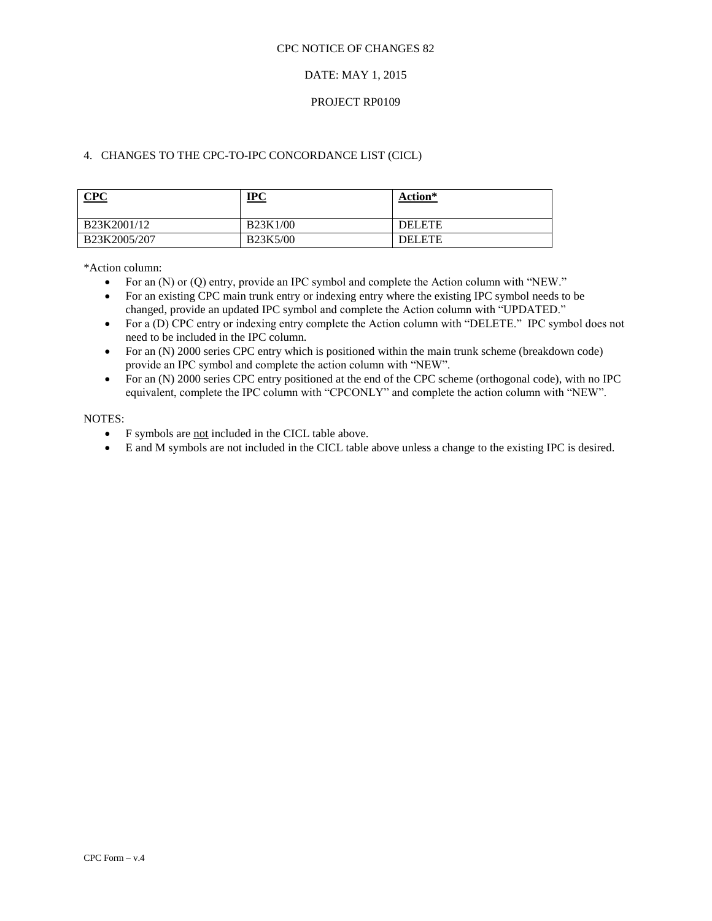CPC NOTICE OF CHANGES 82

DATE: MAY 1, 2015

PROJECT RP0109

4. CHANGES TO THE CPC-TO-IPC CONCORDANCE LIST (CICL)

| CPC | IPC | Action* |
|---|---|---|
| B23K2001/12 | B23K1/00 | DELETE |
| B23K2005/207 | B23K5/00 | DELETE |

*Action column:

- For an (N) or (Q) entry, provide an IPC symbol and complete the Action column with "NEW."
- For an existing CPC main trunk entry or indexing entry where the existing IPC symbol needs to be changed, provide an updated IPC symbol and complete the Action column with "UPDATED."
- For a (D) CPC entry or indexing entry complete the Action column with "DELETE." IPC symbol does not need to be included in the IPC column.
- For an (N) 2000 series CPC entry which is positioned within the main trunk scheme (breakdown code) provide an IPC symbol and complete the action column with "NEW".
- For an (N) 2000 series CPC entry positioned at the end of the CPC scheme (orthogonal code), with no IPC equivalent, complete the IPC column with "CPCONLY" and complete the action column with "NEW".

NOTES:

- F symbols are <u>not</u> included in the CICL table above.
- E and M symbols are not included in the CICL table above unless a change to the existing IPC is desired.

CPC Form – v.4